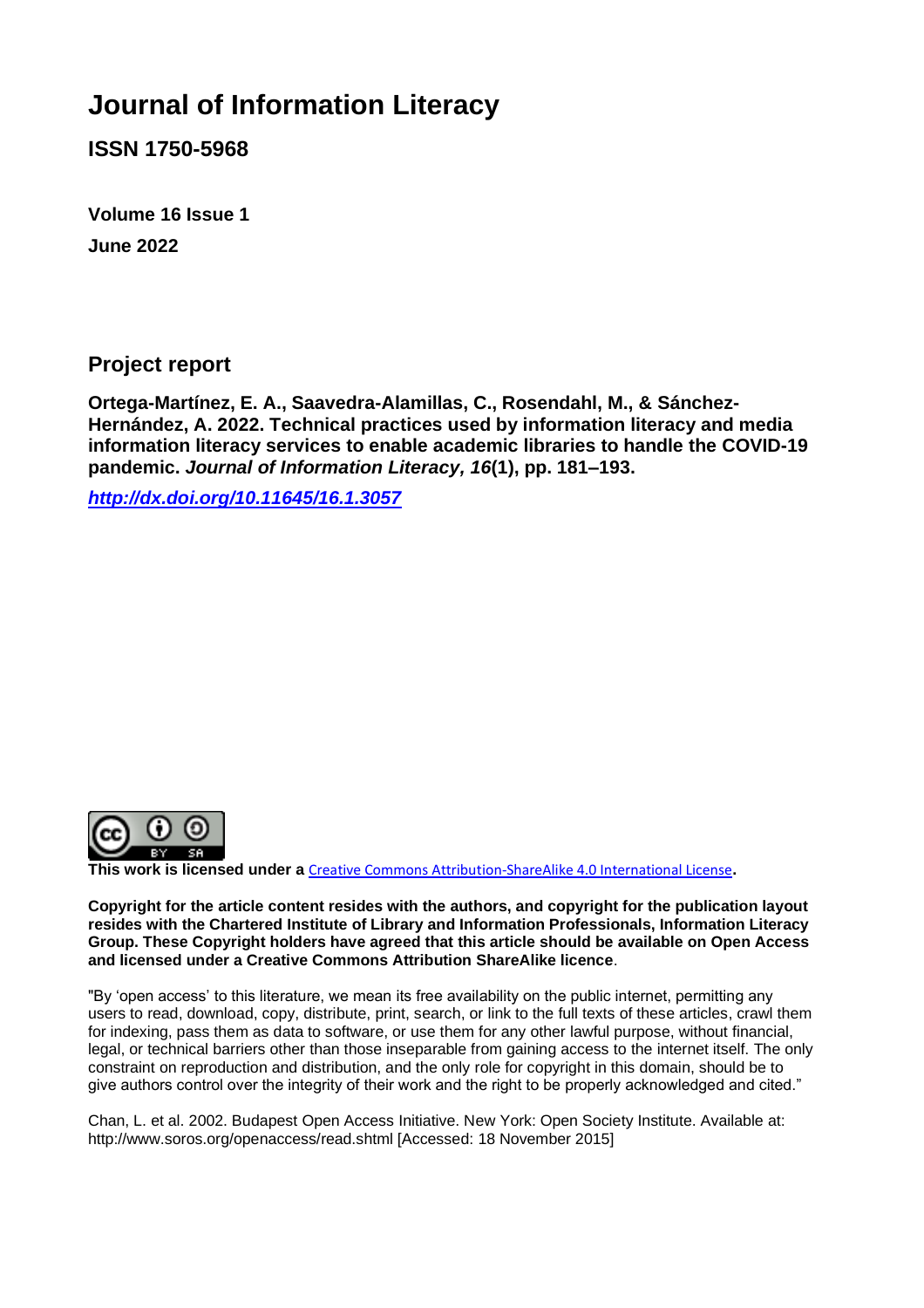# Journal of Information Literacy

**ISSN 1750-5968**

**Volume 16 Issue 1**

**June 2022**

## Project report

**Ortega-Martínez, E. A., Saavedra-Alamillas, C., Rosendahl, M., & Sánchez-Hernández, A. 2022. Technical practices used by information literacy and media information literacy services to enable academic libraries to handle the COVID-19 pandemic. *Journal of Information Literacy, 16*(1), pp. 181–193.**

***http://dx.doi.org/10.11645/16.1.3057***

**This work is licensed under a** Creative Commons Attribution-ShareAlike 4.0 International License**.**

**Copyright for the article content resides with the authors, and copyright for the publication layout resides with the Chartered Institute of Library and Information Professionals, Information Literacy Group. These Copyright holders have agreed that this article should be available on Open Access and licensed under a Creative Commons Attribution ShareAlike licence**.

"By 'open access' to this literature, we mean its free availability on the public internet, permitting any users to read, download, copy, distribute, print, search, or link to the full texts of these articles, crawl them for indexing, pass them as data to software, or use them for any other lawful purpose, without financial, legal, or technical barriers other than those inseparable from gaining access to the internet itself. The only constraint on reproduction and distribution, and the only role for copyright in this domain, should be to give authors control over the integrity of their work and the right to be properly acknowledged and cited."

Chan, L. et al. 2002. Budapest Open Access Initiative. New York: Open Society Institute. Available at: http://www.soros.org/openaccess/read.shtml [Accessed: 18 November 2015]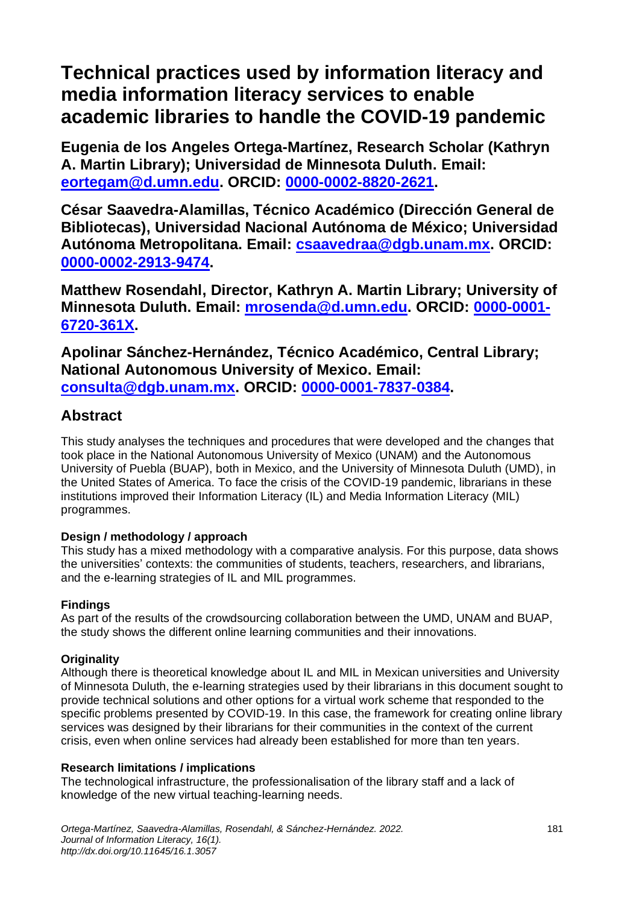# Technical practices used by information literacy and media information literacy services to enable academic libraries to handle the COVID-19 pandemic

**Eugenia de los Angeles Ortega-Martínez, Research Scholar (Kathryn A. Martin Library); Universidad de Minnesota Duluth. Email: [eortegam@d.umn.edu](mailto:eortegam@d.umn.edu). ORCID: [0000-0002-8820-2621](https://orcid.org/0000-0002-8820-2621).**

**César Saavedra-Alamillas, Técnico Académico (Dirección General de Bibliotecas), Universidad Nacional Autónoma de México; Universidad Autónoma Metropolitana. Email: [csaavedraa@dgb.unam.mx](mailto:csaavedraa@dgb.unam.mx). ORCID: [0000-0002-2913-9474](https://orcid.org/0000-0002-2913-9474).**

**Matthew Rosendahl, Director, Kathryn A. Martin Library; University of Minnesota Duluth. Email: [mrosenda@d.umn.edu](mailto:mrosenda@d.umn.edu). ORCID: [0000-0001-6720-361X](https://orcid.org/0000-0001-6720-361X).**

**Apolinar Sánchez-Hernández, Técnico Académico, Central Library; National Autonomous University of Mexico. Email: [consulta@dgb.unam.mx](mailto:consulta@dgb.unam.mx). ORCID: [0000-0001-7837-0384](https://orcid.org/0000-0001-7837-0384).**

## Abstract

This study analyses the techniques and procedures that were developed and the changes that took place in the National Autonomous University of Mexico (UNAM) and the Autonomous University of Puebla (BUAP), both in Mexico, and the University of Minnesota Duluth (UMD), in the United States of America. To face the crisis of the COVID-19 pandemic, librarians in these institutions improved their Information Literacy (IL) and Media Information Literacy (MIL) programmes.

### Design / methodology / approach

This study has a mixed methodology with a comparative analysis. For this purpose, data shows the universities' contexts: the communities of students, teachers, researchers, and librarians, and the e-learning strategies of IL and MIL programmes.

### Findings

As part of the results of the crowdsourcing collaboration between the UMD, UNAM and BUAP, the study shows the different online learning communities and their innovations.

### Originality

Although there is theoretical knowledge about IL and MIL in Mexican universities and University of Minnesota Duluth, the e-learning strategies used by their librarians in this document sought to provide technical solutions and other options for a virtual work scheme that responded to the specific problems presented by COVID-19. In this case, the framework for creating online library services was designed by their librarians for their communities in the context of the current crisis, even when online services had already been established for more than ten years.

### Research limitations / implications

The technological infrastructure, the professionalisation of the library staff and a lack of knowledge of the new virtual teaching-learning needs.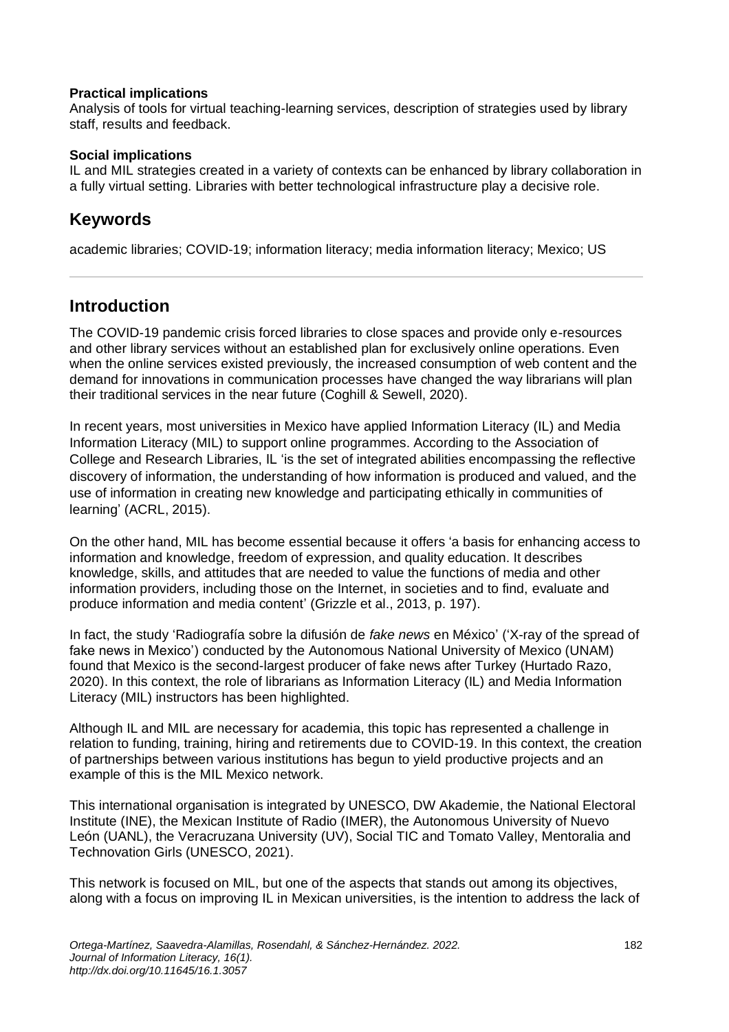**Practical implications**
Analysis of tools for virtual teaching-learning services, description of strategies used by library staff, results and feedback.

**Social implications**
IL and MIL strategies created in a variety of contexts can be enhanced by library collaboration in a fully virtual setting. Libraries with better technological infrastructure play a decisive role.

## Keywords

academic libraries; COVID-19; information literacy; media information literacy; Mexico; US

## Introduction

The COVID-19 pandemic crisis forced libraries to close spaces and provide only e-resources and other library services without an established plan for exclusively online operations. Even when the online services existed previously, the increased consumption of web content and the demand for innovations in communication processes have changed the way librarians will plan their traditional services in the near future (Coghill & Sewell, 2020).

In recent years, most universities in Mexico have applied Information Literacy (IL) and Media Information Literacy (MIL) to support online programmes. According to the Association of College and Research Libraries, IL 'is the set of integrated abilities encompassing the reflective discovery of information, the understanding of how information is produced and valued, and the use of information in creating new knowledge and participating ethically in communities of learning' (ACRL, 2015).

On the other hand, MIL has become essential because it offers 'a basis for enhancing access to information and knowledge, freedom of expression, and quality education. It describes knowledge, skills, and attitudes that are needed to value the functions of media and other information providers, including those on the Internet, in societies and to find, evaluate and produce information and media content' (Grizzle et al., 2013, p. 197).

In fact, the study 'Radiografía sobre la difusión de *fake news* en México' ('X-ray of the spread of fake news in Mexico') conducted by the Autonomous National University of Mexico (UNAM) found that Mexico is the second-largest producer of fake news after Turkey (Hurtado Razo, 2020). In this context, the role of librarians as Information Literacy (IL) and Media Information Literacy (MIL) instructors has been highlighted.

Although IL and MIL are necessary for academia, this topic has represented a challenge in relation to funding, training, hiring and retirements due to COVID-19. In this context, the creation of partnerships between various institutions has begun to yield productive projects and an example of this is the MIL Mexico network.

This international organisation is integrated by UNESCO, DW Akademie, the National Electoral Institute (INE), the Mexican Institute of Radio (IMER), the Autonomous University of Nuevo León (UANL), the Veracruzana University (UV), Social TIC and Tomato Valley, Mentoralia and Technovation Girls (UNESCO, 2021).

This network is focused on MIL, but one of the aspects that stands out among its objectives, along with a focus on improving IL in Mexican universities, is the intention to address the lack of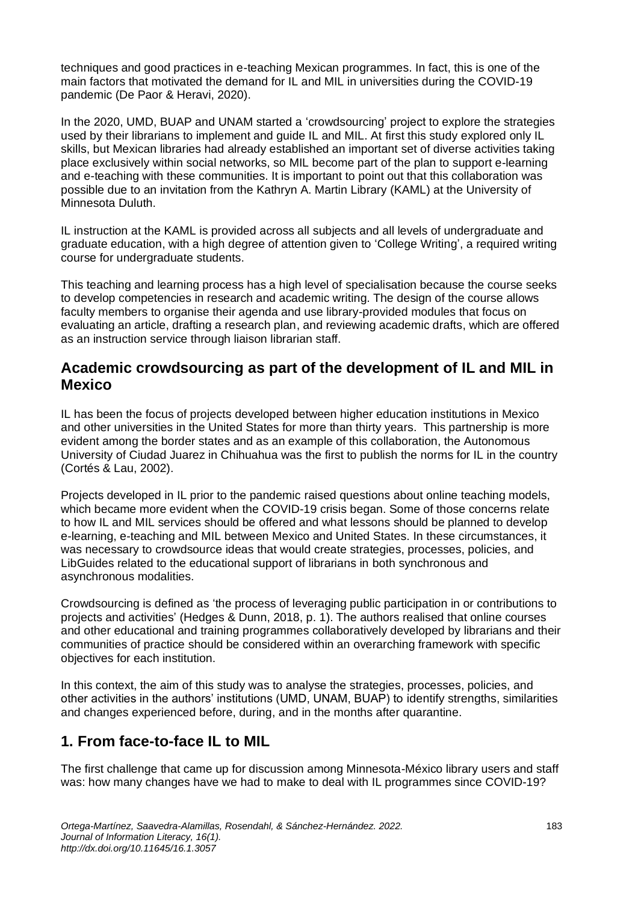techniques and good practices in e-teaching Mexican programmes. In fact, this is one of the main factors that motivated the demand for IL and MIL in universities during the COVID-19 pandemic (De Paor & Heravi, 2020).

In the 2020, UMD, BUAP and UNAM started a 'crowdsourcing' project to explore the strategies used by their librarians to implement and guide IL and MIL. At first this study explored only IL skills, but Mexican libraries had already established an important set of diverse activities taking place exclusively within social networks, so MIL become part of the plan to support e-learning and e-teaching with these communities. It is important to point out that this collaboration was possible due to an invitation from the Kathryn A. Martin Library (KAML) at the University of Minnesota Duluth.

IL instruction at the KAML is provided across all subjects and all levels of undergraduate and graduate education, with a high degree of attention given to 'College Writing', a required writing course for undergraduate students.

This teaching and learning process has a high level of specialisation because the course seeks to develop competencies in research and academic writing. The design of the course allows faculty members to organise their agenda and use library-provided modules that focus on evaluating an article, drafting a research plan, and reviewing academic drafts, which are offered as an instruction service through liaison librarian staff.

## Academic crowdsourcing as part of the development of IL and MIL in Mexico

IL has been the focus of projects developed between higher education institutions in Mexico and other universities in the United States for more than thirty years. This partnership is more evident among the border states and as an example of this collaboration, the Autonomous University of Ciudad Juarez in Chihuahua was the first to publish the norms for IL in the country (Cortés & Lau, 2002).

Projects developed in IL prior to the pandemic raised questions about online teaching models, which became more evident when the COVID-19 crisis began. Some of those concerns relate to how IL and MIL services should be offered and what lessons should be planned to develop e-learning, e-teaching and MIL between Mexico and United States. In these circumstances, it was necessary to crowdsource ideas that would create strategies, processes, policies, and LibGuides related to the educational support of librarians in both synchronous and asynchronous modalities.

Crowdsourcing is defined as 'the process of leveraging public participation in or contributions to projects and activities' (Hedges & Dunn, 2018, p. 1). The authors realised that online courses and other educational and training programmes collaboratively developed by librarians and their communities of practice should be considered within an overarching framework with specific objectives for each institution.

In this context, the aim of this study was to analyse the strategies, processes, policies, and other activities in the authors' institutions (UMD, UNAM, BUAP) to identify strengths, similarities and changes experienced before, during, and in the months after quarantine.

## 1. From face-to-face IL to MIL

The first challenge that came up for discussion among Minnesota-México library users and staff was: how many changes have we had to make to deal with IL programmes since COVID-19?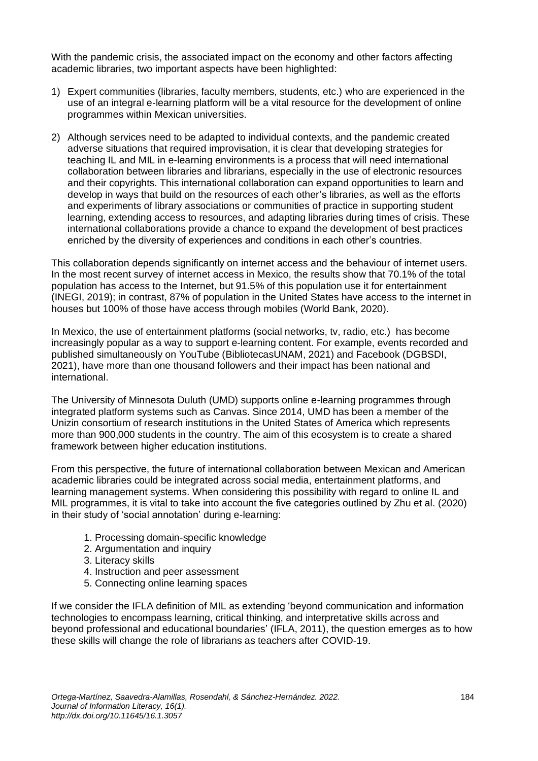With the pandemic crisis, the associated impact on the economy and other factors affecting academic libraries, two important aspects have been highlighted:

1) Expert communities (libraries, faculty members, students, etc.) who are experienced in the use of an integral e-learning platform will be a vital resource for the development of online programmes within Mexican universities.

2) Although services need to be adapted to individual contexts, and the pandemic created adverse situations that required improvisation, it is clear that developing strategies for teaching IL and MIL in e-learning environments is a process that will need international collaboration between libraries and librarians, especially in the use of electronic resources and their copyrights. This international collaboration can expand opportunities to learn and develop in ways that build on the resources of each other's libraries, as well as the efforts and experiments of library associations or communities of practice in supporting student learning, extending access to resources, and adapting libraries during times of crisis. These international collaborations provide a chance to expand the development of best practices enriched by the diversity of experiences and conditions in each other's countries.

This collaboration depends significantly on internet access and the behaviour of internet users. In the most recent survey of internet access in Mexico, the results show that 70.1% of the total population has access to the Internet, but 91.5% of this population use it for entertainment (INEGI, 2019); in contrast, 87% of population in the United States have access to the internet in houses but 100% of those have access through mobiles (World Bank, 2020).

In Mexico, the use of entertainment platforms (social networks, tv, radio, etc.) has become increasingly popular as a way to support e-learning content. For example, events recorded and published simultaneously on YouTube (BibliotecasUNAM, 2021) and Facebook (DGBSDI, 2021), have more than one thousand followers and their impact has been national and international.

The University of Minnesota Duluth (UMD) supports online e-learning programmes through integrated platform systems such as Canvas. Since 2014, UMD has been a member of the Unizin consortium of research institutions in the United States of America which represents more than 900,000 students in the country. The aim of this ecosystem is to create a shared framework between higher education institutions.

From this perspective, the future of international collaboration between Mexican and American academic libraries could be integrated across social media, entertainment platforms, and learning management systems. When considering this possibility with regard to online IL and MIL programmes, it is vital to take into account the five categories outlined by Zhu et al. (2020) in their study of 'social annotation' during e-learning:

1. Processing domain-specific knowledge
2. Argumentation and inquiry
3. Literacy skills
4. Instruction and peer assessment
5. Connecting online learning spaces

If we consider the IFLA definition of MIL as extending 'beyond communication and information technologies to encompass learning, critical thinking, and interpretative skills across and beyond professional and educational boundaries' (IFLA, 2011), the question emerges as to how these skills will change the role of librarians as teachers after COVID-19.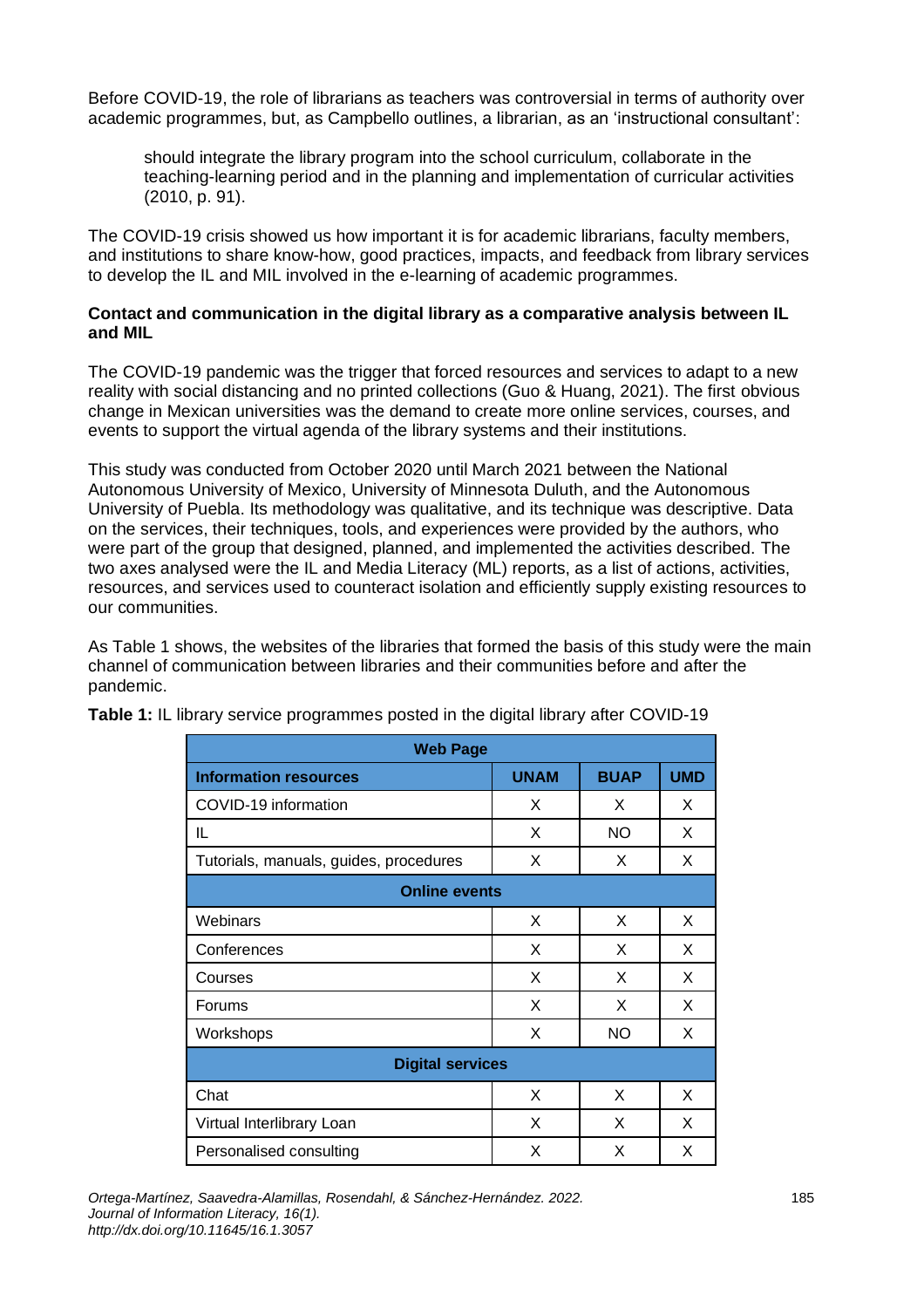Before COVID-19, the role of librarians as teachers was controversial in terms of authority over academic programmes, but, as Campbello outlines, a librarian, as an 'instructional consultant':

> should integrate the library program into the school curriculum, collaborate in the teaching-learning period and in the planning and implementation of curricular activities (2010, p. 91).

The COVID-19 crisis showed us how important it is for academic librarians, faculty members, and institutions to share know-how, good practices, impacts, and feedback from library services to develop the IL and MIL involved in the e-learning of academic programmes.

**Contact and communication in the digital library as a comparative analysis between IL and MIL**

The COVID-19 pandemic was the trigger that forced resources and services to adapt to a new reality with social distancing and no printed collections (Guo & Huang, 2021). The first obvious change in Mexican universities was the demand to create more online services, courses, and events to support the virtual agenda of the library systems and their institutions.

This study was conducted from October 2020 until March 2021 between the National Autonomous University of Mexico, University of Minnesota Duluth, and the Autonomous University of Puebla. Its methodology was qualitative, and its technique was descriptive. Data on the services, their techniques, tools, and experiences were provided by the authors, who were part of the group that designed, planned, and implemented the activities described. The two axes analysed were the IL and Media Literacy (ML) reports, as a list of actions, activities, resources, and services used to counteract isolation and efficiently supply existing resources to our communities.

As Table 1 shows, the websites of the libraries that formed the basis of this study were the main channel of communication between libraries and their communities before and after the pandemic.

**Table 1:** IL library service programmes posted in the digital library after COVID-19

| Web Page | | | |
|---|---|---|---|
| **Information resources** | **UNAM** | **BUAP** | **UMD** |
| COVID-19 information | X | X | X |
| IL | X | NO | X |
| Tutorials, manuals, guides, procedures | X | X | X |
| **Online events** | | | |
| Webinars | X | X | X |
| Conferences | X | X | X |
| Courses | X | X | X |
| Forums | X | X | X |
| Workshops | X | NO | X |
| **Digital services** | | | |
| Chat | X | X | X |
| Virtual Interlibrary Loan | X | X | X |
| Personalised consulting | X | X | X |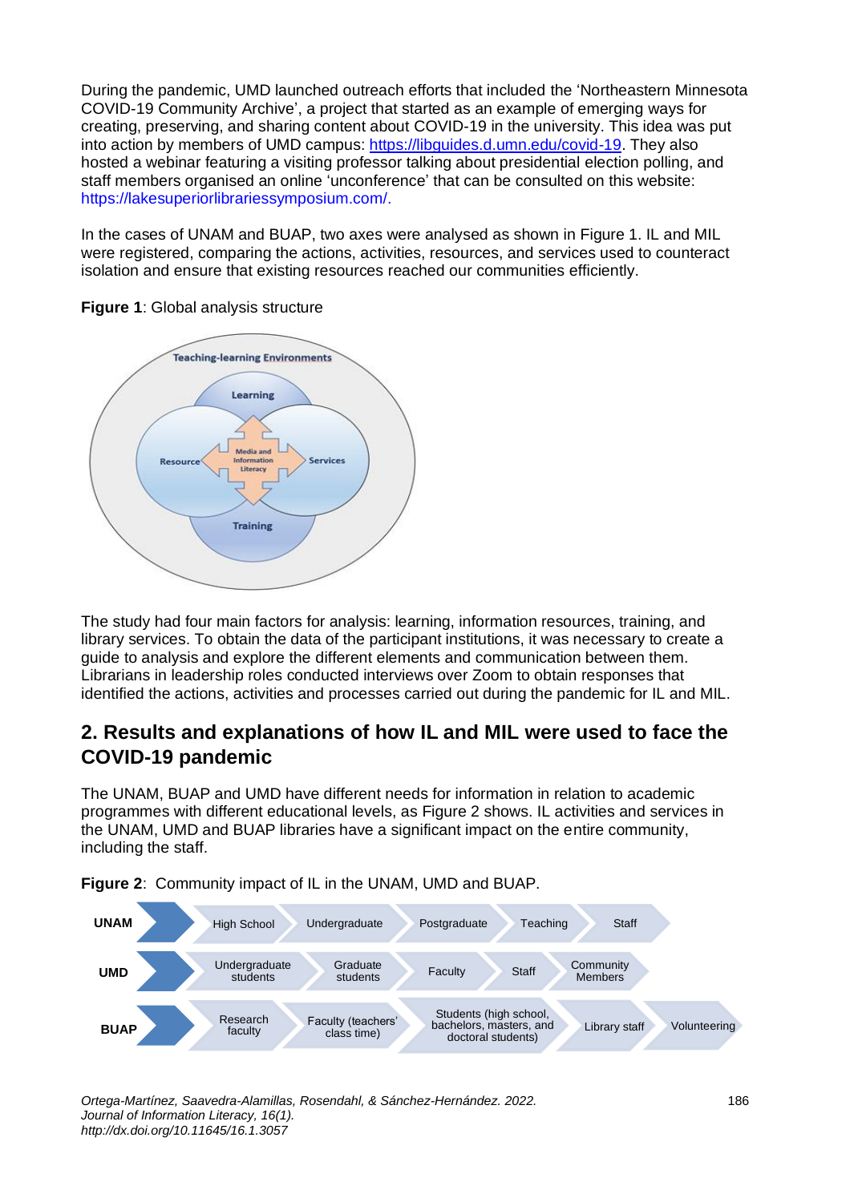During the pandemic, UMD launched outreach efforts that included the 'Northeastern Minnesota COVID-19 Community Archive', a project that started as an example of emerging ways for creating, preserving, and sharing content about COVID-19 in the university. This idea was put into action by members of UMD campus: https://libguides.d.umn.edu/covid-19. They also hosted a webinar featuring a visiting professor talking about presidential election polling, and staff members organised an online 'unconference' that can be consulted on this website: https://lakesuperiorlibrariessymposium.com/.

In the cases of UNAM and BUAP, two axes were analysed as shown in Figure 1. IL and MIL were registered, comparing the actions, activities, resources, and services used to counteract isolation and ensure that existing resources reached our communities efficiently.

**Figure 1**: Global analysis structure

The study had four main factors for analysis: learning, information resources, training, and library services. To obtain the data of the participant institutions, it was necessary to create a guide to analysis and explore the different elements and communication between them. Librarians in leadership roles conducted interviews over Zoom to obtain responses that identified the actions, activities and processes carried out during the pandemic for IL and MIL.

## 2. Results and explanations of how IL and MIL were used to face the COVID-19 pandemic

The UNAM, BUAP and UMD have different needs for information in relation to academic programmes with different educational levels, as Figure 2 shows. IL activities and services in the UNAM, UMD and BUAP libraries have a significant impact on the entire community, including the staff.

**Figure 2**: Community impact of IL in the UNAM, UMD and BUAP.

| | | | | | |
|---|---|---|---|---|---|
| UNAM | High School | Undergraduate | Postgraduate | Teaching | Staff |
| UMD | Undergraduate students | Graduate students | Faculty | Staff | Community Members |
| BUAP | Research faculty | Faculty (teachers' class time) | Students (high school, bachelors, masters, and doctoral students) | Library staff | Volunteering |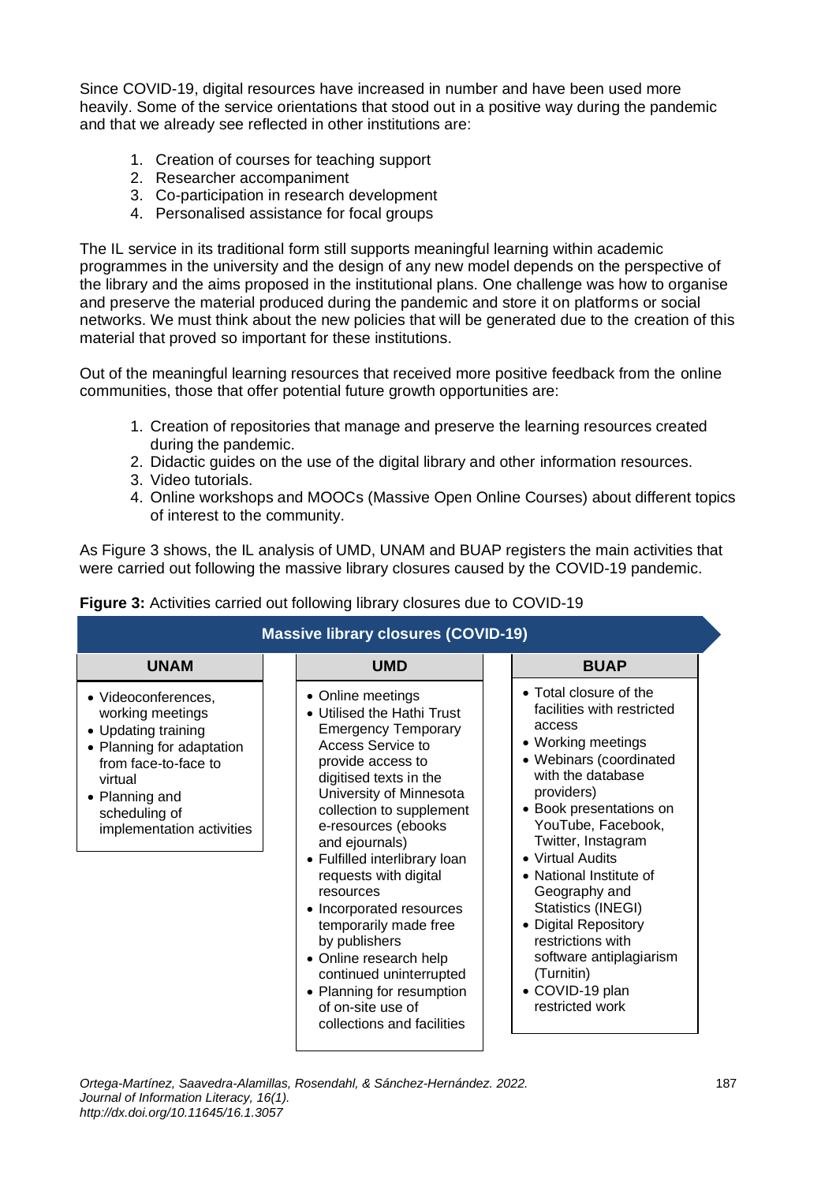Since COVID-19, digital resources have increased in number and have been used more heavily. Some of the service orientations that stood out in a positive way during the pandemic and that we already see reflected in other institutions are:

1. Creation of courses for teaching support
2. Researcher accompaniment
3. Co-participation in research development
4. Personalised assistance for focal groups

The IL service in its traditional form still supports meaningful learning within academic programmes in the university and the design of any new model depends on the perspective of the library and the aims proposed in the institutional plans. One challenge was how to organise and preserve the material produced during the pandemic and store it on platforms or social networks. We must think about the new policies that will be generated due to the creation of this material that proved so important for these institutions.

Out of the meaningful learning resources that received more positive feedback from the online communities, those that offer potential future growth opportunities are:

1. Creation of repositories that manage and preserve the learning resources created during the pandemic.
2. Didactic guides on the use of the digital library and other information resources.
3. Video tutorials.
4. Online workshops and MOOCs (Massive Open Online Courses) about different topics of interest to the community.

As Figure 3 shows, the IL analysis of UMD, UNAM and BUAP registers the main activities that were carried out following the massive library closures caused by the COVID-19 pandemic.

**Figure 3:** Activities carried out following library closures due to COVID-19

| Massive library closures (COVID-19) | | |
|---|---|---|
| **UNAM** | **UMD** | **BUAP** |
| • Videoconferences, working meetings<br>• Updating training<br>• Planning for adaptation from face-to-face to virtual<br>• Planning and scheduling of implementation activities | • Online meetings<br>• Utilised the Hathi Trust Emergency Temporary Access Service to provide access to digitised texts in the University of Minnesota collection to supplement e-resources (ebooks and ejournals)<br>• Fulfilled interlibrary loan requests with digital resources<br>• Incorporated resources temporarily made free by publishers<br>• Online research help continued uninterrupted<br>• Planning for resumption of on-site use of collections and facilities | • Total closure of the facilities with restricted access<br>• Working meetings<br>• Webinars (coordinated with the database providers)<br>• Book presentations on YouTube, Facebook, Twitter, Instagram<br>• Virtual Audits<br>• National Institute of Geography and Statistics (INEGI)<br>• Digital Repository restrictions with software antiplagiarism (Turnitin)<br>• COVID-19 plan restricted work |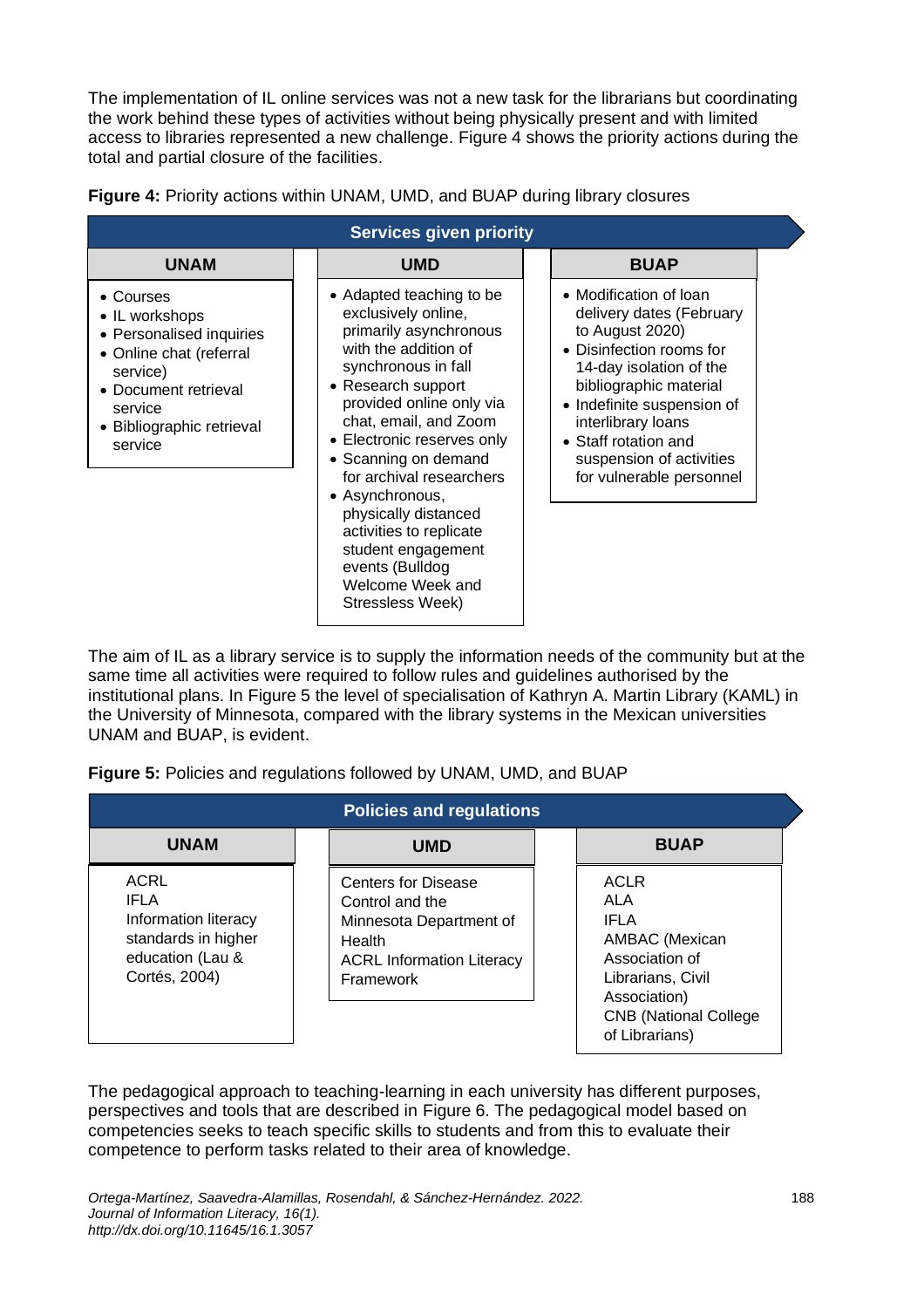The implementation of IL online services was not a new task for the librarians but coordinating the work behind these types of activities without being physically present and with limited access to libraries represented a new challenge. Figure 4 shows the priority actions during the total and partial closure of the facilities.

**Figure 4:** Priority actions within UNAM, UMD, and BUAP during library closures

| Services given priority | | |
|---|---|---|
| **UNAM** | **UMD** | **BUAP** |
| • Courses<br>• IL workshops<br>• Personalised inquiries<br>• Online chat (referral service)<br>• Document retrieval service<br>• Bibliographic retrieval service | • Adapted teaching to be exclusively online, primarily asynchronous with the addition of synchronous in fall<br>• Research support provided online only via chat, email, and Zoom<br>• Electronic reserves only<br>• Scanning on demand for archival researchers<br>• Asynchronous, physically distanced activities to replicate student engagement events (Bulldog Welcome Week and Stressless Week) | • Modification of loan delivery dates (February to August 2020)<br>• Disinfection rooms for 14-day isolation of the bibliographic material<br>• Indefinite suspension of interlibrary loans<br>• Staff rotation and suspension of activities for vulnerable personnel |

The aim of IL as a library service is to supply the information needs of the community but at the same time all activities were required to follow rules and guidelines authorised by the institutional plans. In Figure 5 the level of specialisation of Kathryn A. Martin Library (KAML) in the University of Minnesota, compared with the library systems in the Mexican universities UNAM and BUAP, is evident.

**Figure 5:** Policies and regulations followed by UNAM, UMD, and BUAP

| Policies and regulations | | |
|---|---|---|
| **UNAM** | **UMD** | **BUAP** |
| ACRL<br>IFLA<br>Information literacy standards in higher education (Lau & Cortés, 2004) | Centers for Disease Control and the Minnesota Department of Health<br>ACRL Information Literacy Framework | ACLR<br>ALA<br>IFLA<br>AMBAC (Mexican Association of Librarians, Civil Association)<br>CNB (National College of Librarians) |

The pedagogical approach to teaching-learning in each university has different purposes, perspectives and tools that are described in Figure 6. The pedagogical model based on competencies seeks to teach specific skills to students and from this to evaluate their competence to perform tasks related to their area of knowledge.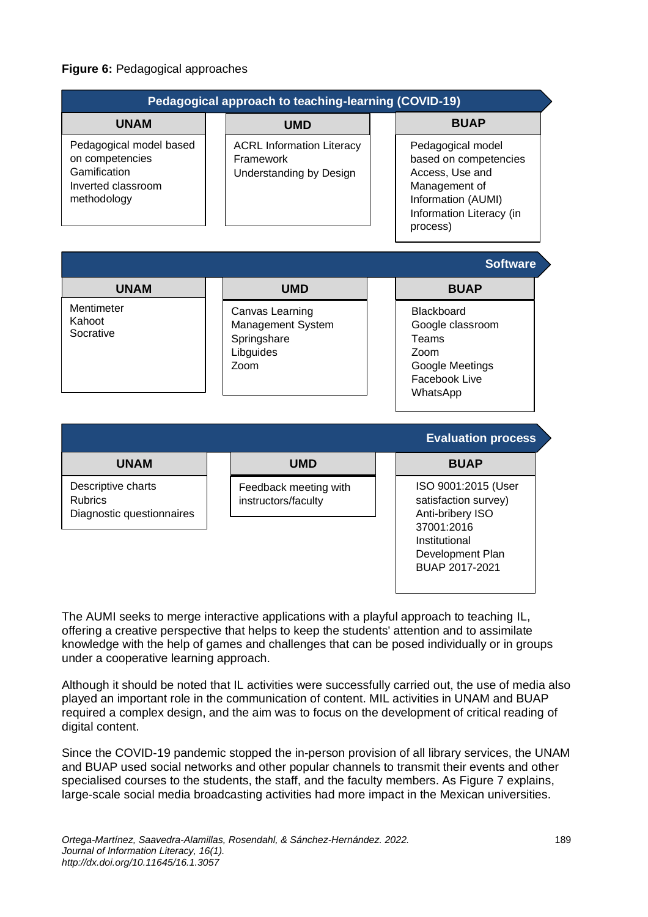**Figure 6:** Pedagogical approaches

**Pedagogical approach to teaching-learning (COVID-19)**

| UNAM | UMD | BUAP |
|---|---|---|
| Pedagogical model based on competencies<br>Gamification<br>Inverted classroom methodology | ACRL Information Literacy Framework<br>Understanding by Design | Pedagogical model based on competencies<br>Access, Use and Management of Information (AUMI)<br>Information Literacy (in process) |

**Software**

| UNAM | UMD | BUAP |
|---|---|---|
| Mentimeter<br>Kahoot<br>Socrative | Canvas Learning Management System<br>Springshare<br>Libguides<br>Zoom | Blackboard<br>Google classroom<br>Teams<br>Zoom<br>Google Meetings<br>Facebook Live<br>WhatsApp |

**Evaluation process**

| UNAM | UMD | BUAP |
|---|---|---|
| Descriptive charts<br>Rubrics<br>Diagnostic questionnaires | Feedback meeting with instructors/faculty | ISO 9001:2015 (User satisfaction survey)<br>Anti-bribery ISO 37001:2016<br>Institutional Development Plan BUAP 2017-2021 |

The AUMI seeks to merge interactive applications with a playful approach to teaching IL, offering a creative perspective that helps to keep the students' attention and to assimilate knowledge with the help of games and challenges that can be posed individually or in groups under a cooperative learning approach.

Although it should be noted that IL activities were successfully carried out, the use of media also played an important role in the communication of content. MIL activities in UNAM and BUAP required a complex design, and the aim was to focus on the development of critical reading of digital content.

Since the COVID-19 pandemic stopped the in-person provision of all library services, the UNAM and BUAP used social networks and other popular channels to transmit their events and other specialised courses to the students, the staff, and the faculty members. As Figure 7 explains, large-scale social media broadcasting activities had more impact in the Mexican universities.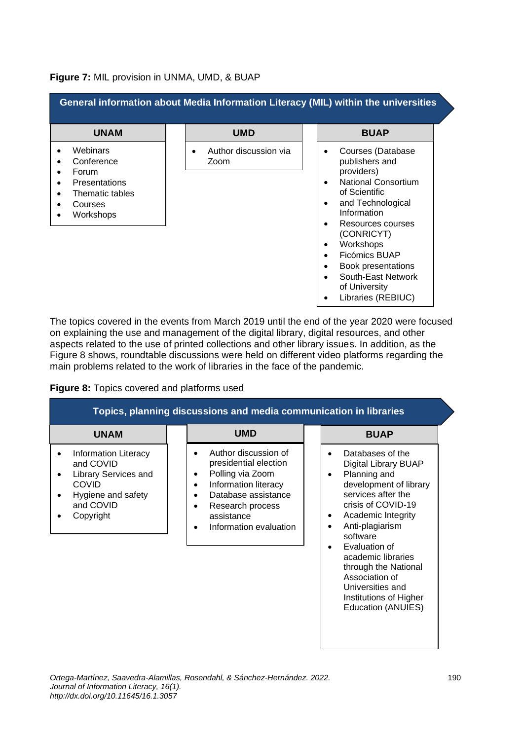**Figure 7:** MIL provision in UNMA, UMD, & BUAP

| General information about Media Information Literacy (MIL) within the universities | | |
|---|---|---|
| **UNAM** | **UMD** | **BUAP** |
| • Webinars<br>• Conference<br>• Forum<br>• Presentations<br>• Thematic tables<br>• Courses<br>• Workshops | • Author discussion via Zoom | • Courses (Database publishers and providers)<br>• National Consortium of Scientific<br>• and Technological Information<br>• Resources courses (CONRICYT)<br>• Workshops<br>• Ficómics BUAP<br>• Book presentations<br>• South-East Network of University<br>• Libraries (REBIUC) |

The topics covered in the events from March 2019 until the end of the year 2020 were focused on explaining the use and management of the digital library, digital resources, and other aspects related to the use of printed collections and other library issues. In addition, as the Figure 8 shows, roundtable discussions were held on different video platforms regarding the main problems related to the work of libraries in the face of the pandemic.

**Figure 8:** Topics covered and platforms used

| Topics, planning discussions and media communication in libraries | | |
|---|---|---|
| **UNAM** | **UMD** | **BUAP** |
| • Information Literacy and COVID<br>• Library Services and COVID<br>• Hygiene and safety and COVID<br>• Copyright | • Author discussion of presidential election<br>• Polling via Zoom<br>• Information literacy<br>• Database assistance<br>• Research process assistance<br>• Information evaluation | • Databases of the Digital Library BUAP<br>• Planning and development of library services after the crisis of COVID-19<br>• Academic Integrity<br>• Anti-plagiarism software<br>• Evaluation of academic libraries through the National Association of Universities and Institutions of Higher Education (ANUIES) |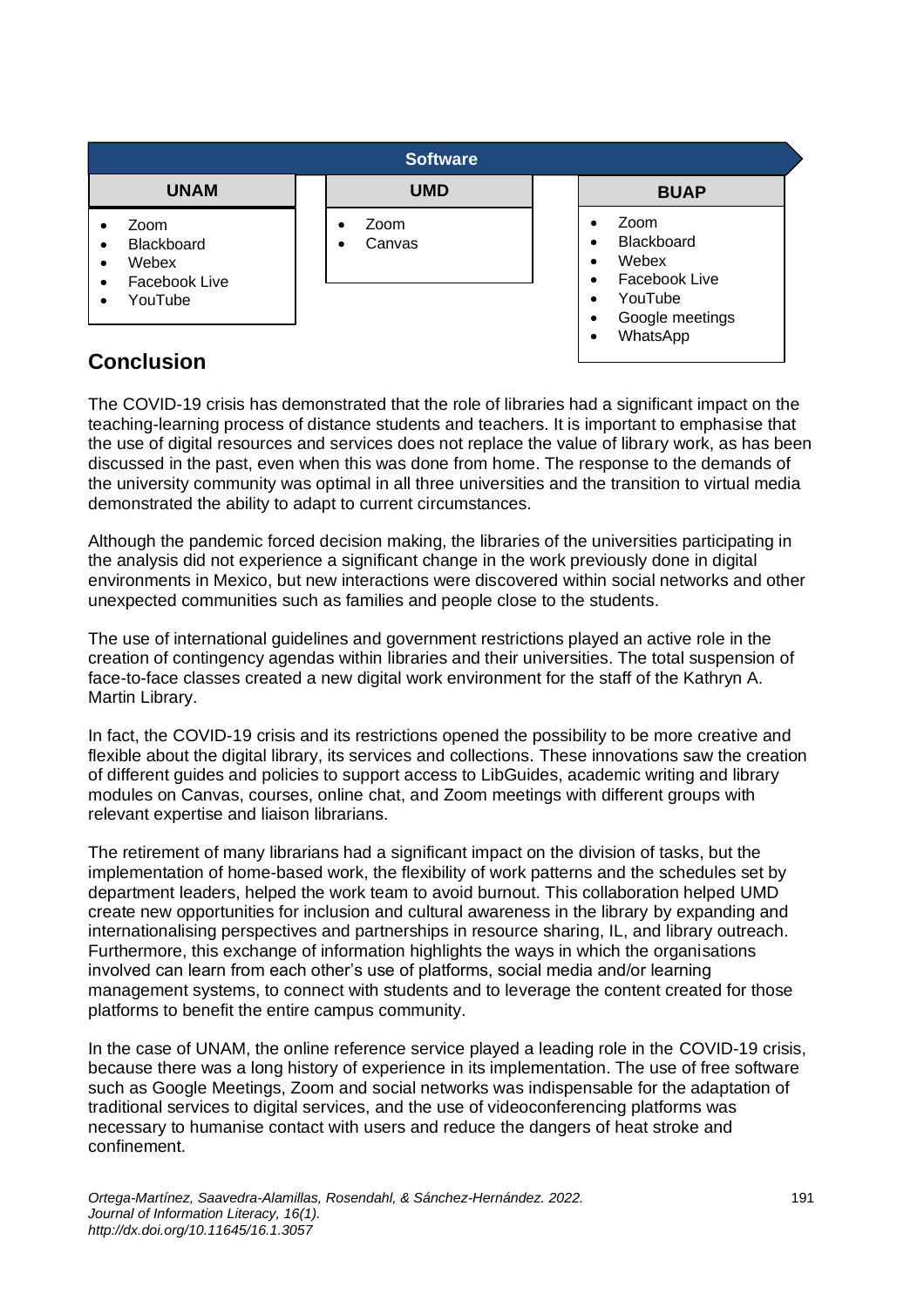| Software | | |
|---|---|---|
| **UNAM** | **UMD** | **BUAP** |
| • Zoom<br>• Blackboard<br>• Webex<br>• Facebook Live<br>• YouTube | • Zoom<br>• Canvas | • Zoom<br>• Blackboard<br>• Webex<br>• Facebook Live<br>• YouTube<br>• Google meetings<br>• WhatsApp |

## Conclusion

The COVID-19 crisis has demonstrated that the role of libraries had a significant impact on the teaching-learning process of distance students and teachers. It is important to emphasise that the use of digital resources and services does not replace the value of library work, as has been discussed in the past, even when this was done from home. The response to the demands of the university community was optimal in all three universities and the transition to virtual media demonstrated the ability to adapt to current circumstances.

Although the pandemic forced decision making, the libraries of the universities participating in the analysis did not experience a significant change in the work previously done in digital environments in Mexico, but new interactions were discovered within social networks and other unexpected communities such as families and people close to the students.

The use of international guidelines and government restrictions played an active role in the creation of contingency agendas within libraries and their universities. The total suspension of face-to-face classes created a new digital work environment for the staff of the Kathryn A. Martin Library.

In fact, the COVID-19 crisis and its restrictions opened the possibility to be more creative and flexible about the digital library, its services and collections. These innovations saw the creation of different guides and policies to support access to LibGuides, academic writing and library modules on Canvas, courses, online chat, and Zoom meetings with different groups with relevant expertise and liaison librarians.

The retirement of many librarians had a significant impact on the division of tasks, but the implementation of home-based work, the flexibility of work patterns and the schedules set by department leaders, helped the work team to avoid burnout. This collaboration helped UMD create new opportunities for inclusion and cultural awareness in the library by expanding and internationalising perspectives and partnerships in resource sharing, IL, and library outreach. Furthermore, this exchange of information highlights the ways in which the organisations involved can learn from each other's use of platforms, social media and/or learning management systems, to connect with students and to leverage the content created for those platforms to benefit the entire campus community.

In the case of UNAM, the online reference service played a leading role in the COVID-19 crisis, because there was a long history of experience in its implementation. The use of free software such as Google Meetings, Zoom and social networks was indispensable for the adaptation of traditional services to digital services, and the use of videoconferencing platforms was necessary to humanise contact with users and reduce the dangers of heat stroke and confinement.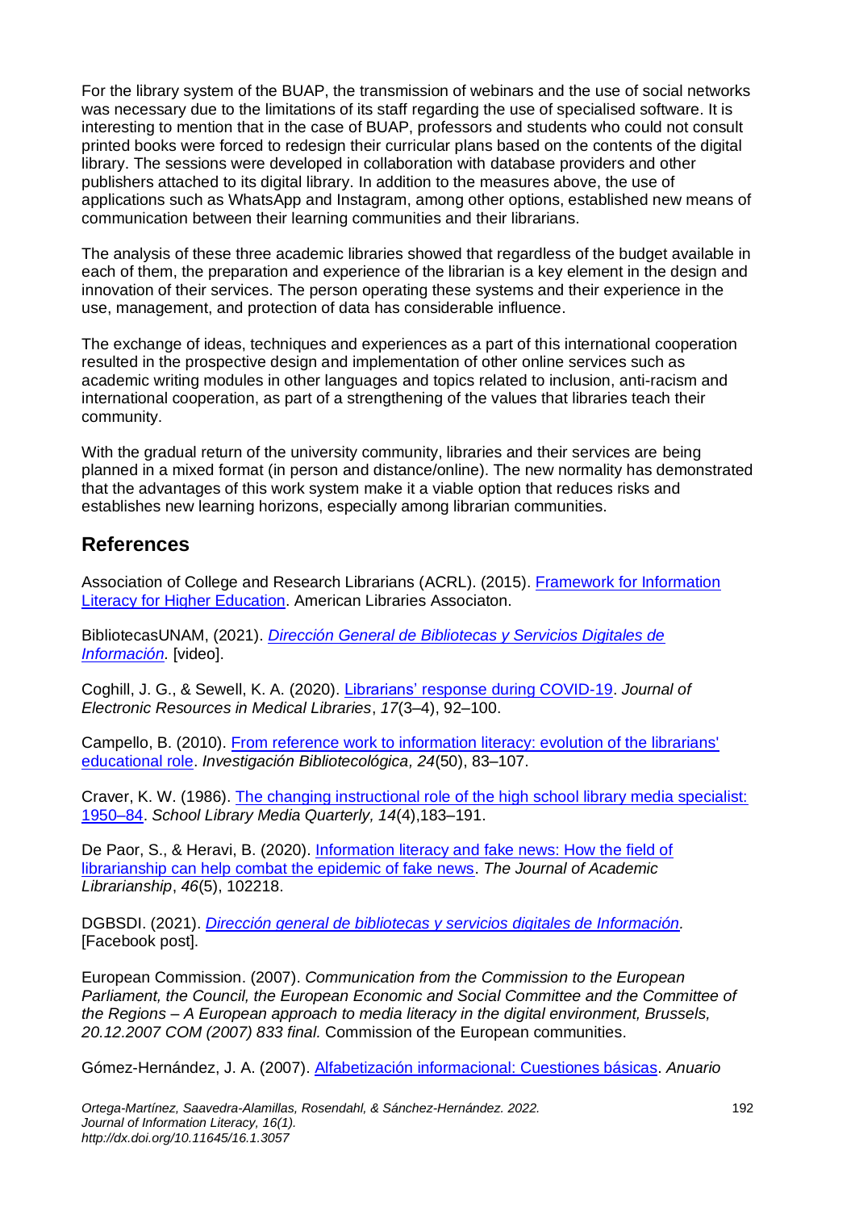For the library system of the BUAP, the transmission of webinars and the use of social networks was necessary due to the limitations of its staff regarding the use of specialised software. It is interesting to mention that in the case of BUAP, professors and students who could not consult printed books were forced to redesign their curricular plans based on the contents of the digital library. The sessions were developed in collaboration with database providers and other publishers attached to its digital library. In addition to the measures above, the use of applications such as WhatsApp and Instagram, among other options, established new means of communication between their learning communities and their librarians.

The analysis of these three academic libraries showed that regardless of the budget available in each of them, the preparation and experience of the librarian is a key element in the design and innovation of their services. The person operating these systems and their experience in the use, management, and protection of data has considerable influence.

The exchange of ideas, techniques and experiences as a part of this international cooperation resulted in the prospective design and implementation of other online services such as academic writing modules in other languages and topics related to inclusion, anti-racism and international cooperation, as part of a strengthening of the values that libraries teach their community.

With the gradual return of the university community, libraries and their services are being planned in a mixed format (in person and distance/online). The new normality has demonstrated that the advantages of this work system make it a viable option that reduces risks and establishes new learning horizons, especially among librarian communities.

## References

Association of College and Research Librarians (ACRL). (2015). Framework for Information Literacy for Higher Education. American Libraries Associaton.

BibliotecasUNAM, (2021). *Dirección General de Bibliotecas y Servicios Digitales de Información.* [video].

Coghill, J. G., & Sewell, K. A. (2020). Librarians' response during COVID-19. *Journal of Electronic Resources in Medical Libraries*, *17*(3–4), 92–100.

Campello, B. (2010). From reference work to information literacy: evolution of the librarians' educational role. *Investigación Bibliotecológica, 24*(50), 83–107.

Craver, K. W. (1986). The changing instructional role of the high school library media specialist: 1950–84. *School Library Media Quarterly, 14*(4),183–191.

De Paor, S., & Heravi, B. (2020). Information literacy and fake news: How the field of librarianship can help combat the epidemic of fake news. *The Journal of Academic Librarianship*, *46*(5), 102218.

DGBSDI. (2021). *Dirección general de bibliotecas y servicios digitales de Información.* [Facebook post].

European Commission. (2007). *Communication from the Commission to the European Parliament, the Council, the European Economic and Social Committee and the Committee of the Regions – A European approach to media literacy in the digital environment, Brussels, 20.12.2007 COM (2007) 833 final.* Commission of the European communities.

Gómez-Hernández, J. A. (2007). Alfabetización informacional: Cuestiones básicas. *Anuario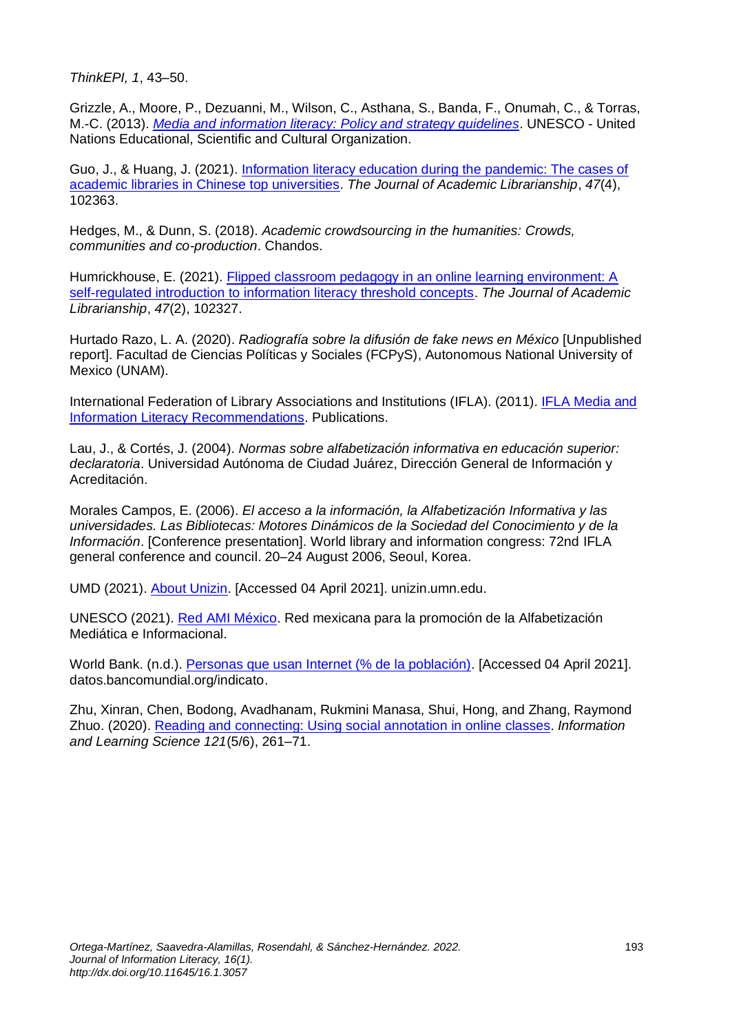*ThinkEPI, 1*, 43–50.

Grizzle, A., Moore, P., Dezuanni, M., Wilson, C., Asthana, S., Banda, F., Onumah, C., & Torras, M.-C. (2013). *Media and information literacy: Policy and strategy guidelines*. UNESCO - United Nations Educational, Scientific and Cultural Organization.

Guo, J., & Huang, J. (2021). Information literacy education during the pandemic: The cases of academic libraries in Chinese top universities. *The Journal of Academic Librarianship*, *47*(4), 102363.

Hedges, M., & Dunn, S. (2018). *Academic crowdsourcing in the humanities: Crowds, communities and co-production*. Chandos.

Humrickhouse, E. (2021). Flipped classroom pedagogy in an online learning environment: A self-regulated introduction to information literacy threshold concepts. *The Journal of Academic Librarianship*, *47*(2), 102327.

Hurtado Razo, L. A. (2020). *Radiografía sobre la difusión de fake news en México* [Unpublished report]. Facultad de Ciencias Políticas y Sociales (FCPyS), Autonomous National University of Mexico (UNAM).

International Federation of Library Associations and Institutions (IFLA). (2011). IFLA Media and Information Literacy Recommendations. Publications.

Lau, J., & Cortés, J. (2004). *Normas sobre alfabetización informativa en educación superior: declaratoria*. Universidad Autónoma de Ciudad Juárez, Dirección General de Información y Acreditación.

Morales Campos, E. (2006). *El acceso a la información, la Alfabetización Informativa y las universidades. Las Bibliotecas: Motores Dinámicos de la Sociedad del Conocimiento y de la Información*. [Conference presentation]. World library and information congress: 72nd IFLA general conference and council. 20–24 August 2006, Seoul, Korea.

UMD (2021). About Unizin. [Accessed 04 April 2021]. unizin.umn.edu.

UNESCO (2021). Red AMI México. Red mexicana para la promoción de la Alfabetización Mediática e Informacional.

World Bank. (n.d.). Personas que usan Internet (% de la población). [Accessed 04 April 2021]. datos.bancomundial.org/indicato.

Zhu, Xinran, Chen, Bodong, Avadhanam, Rukmini Manasa, Shui, Hong, and Zhang, Raymond Zhuo. (2020). Reading and connecting: Using social annotation in online classes. *Information and Learning Science 121*(5/6), 261–71.